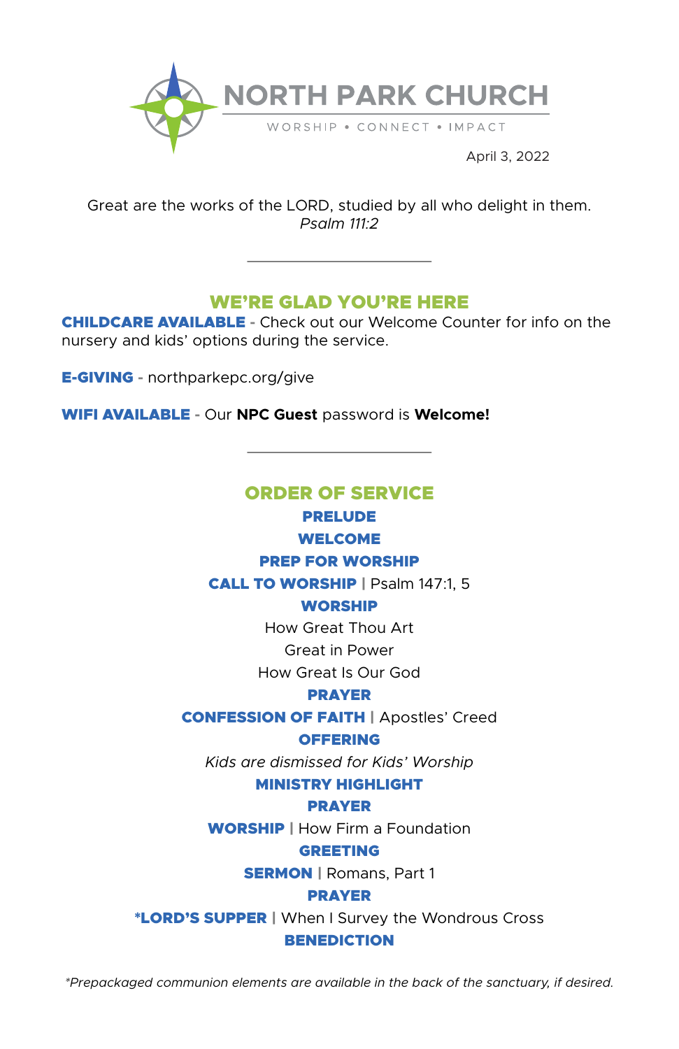# NORTH PARK CHURCH

WORSHIP • CONNECT • IMPACT

April 3, 2022

Great are the works of the LORD, studied by all who delight in them.
*Psalm 111:2*

---

## WE'RE GLAD YOU'RE HERE

**CHILDCARE AVAILABLE** - Check out our Welcome Counter for info on the nursery and kids' options during the service.

**E-GIVING** - northparkepc.org/give

**WIFI AVAILABLE** - Our **NPC Guest** password is **Welcome!**

---

## ORDER OF SERVICE

**PRELUDE**

**WELCOME**

**PREP FOR WORSHIP**

**CALL TO WORSHIP** | Psalm 147:1, 5

**WORSHIP**

How Great Thou Art

Great in Power

How Great Is Our God

**PRAYER**

**CONFESSION OF FAITH** | Apostles' Creed

**OFFERING**

*Kids are dismissed for Kids' Worship*

**MINISTRY HIGHLIGHT**

**PRAYER**

**WORSHIP** | How Firm a Foundation

**GREETING**

**SERMON** | Romans, Part 1

**PRAYER**

**\*LORD'S SUPPER** | When I Survey the Wondrous Cross

**BENEDICTION**

*\*Prepackaged communion elements are available in the back of the sanctuary, if desired.*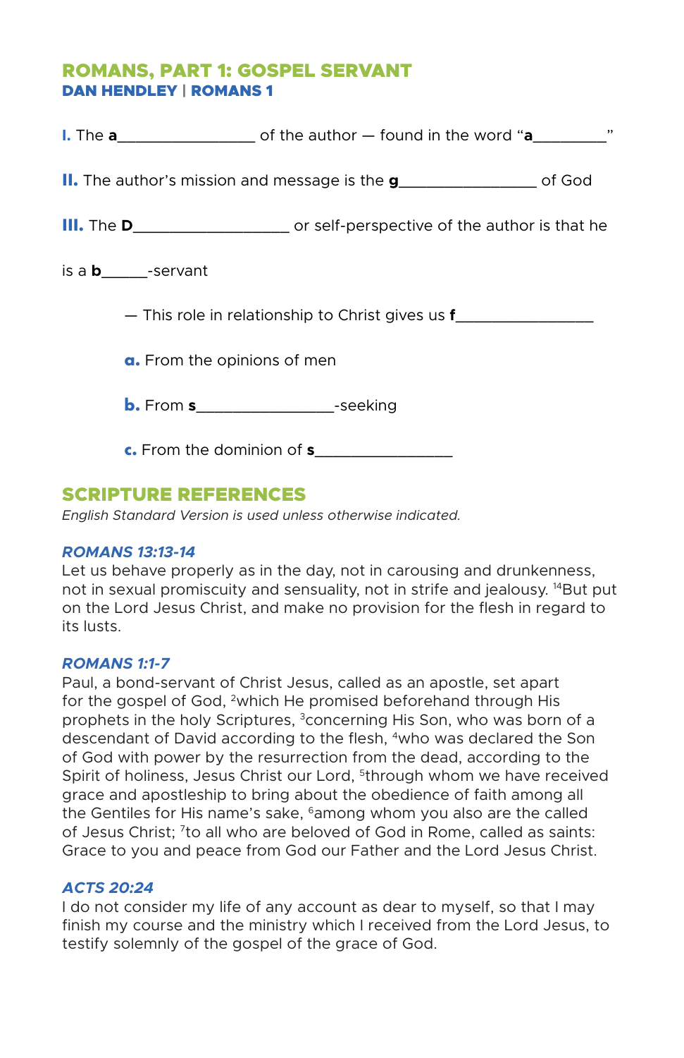# ROMANS, PART 1: GOSPEL SERVANT

## DAN HENDLEY | ROMANS 1

**I.** The **a**________________ of the author — found in the word "**a**_________"

**II.** The author's mission and message is the **g**________________ of God

**III.** The **D**__________________ or self-perspective of the author is that he is a **b**_____-servant

— This role in relationship to Christ gives us **f**________________

**a.** From the opinions of men

**b.** From **s**________________-seeking

**c.** From the dominion of **s**________________

## SCRIPTURE REFERENCES

*English Standard Version is used unless otherwise indicated.*

### *ROMANS 13:13-14*

Let us behave properly as in the day, not in carousing and drunkenness, not in sexual promiscuity and sensuality, not in strife and jealousy. [14]But put on the Lord Jesus Christ, and make no provision for the flesh in regard to its lusts.

### *ROMANS 1:1-7*

Paul, a bond-servant of Christ Jesus, called as an apostle, set apart for the gospel of God, [2]which He promised beforehand through His prophets in the holy Scriptures, [3]concerning His Son, who was born of a descendant of David according to the flesh, [4]who was declared the Son of God with power by the resurrection from the dead, according to the Spirit of holiness, Jesus Christ our Lord, [5]through whom we have received grace and apostleship to bring about the obedience of faith among all the Gentiles for His name's sake, [6]among whom you also are the called of Jesus Christ; [7]to all who are beloved of God in Rome, called as saints: Grace to you and peace from God our Father and the Lord Jesus Christ.

### *ACTS 20:24*

I do not consider my life of any account as dear to myself, so that I may finish my course and the ministry which I received from the Lord Jesus, to testify solemnly of the gospel of the grace of God.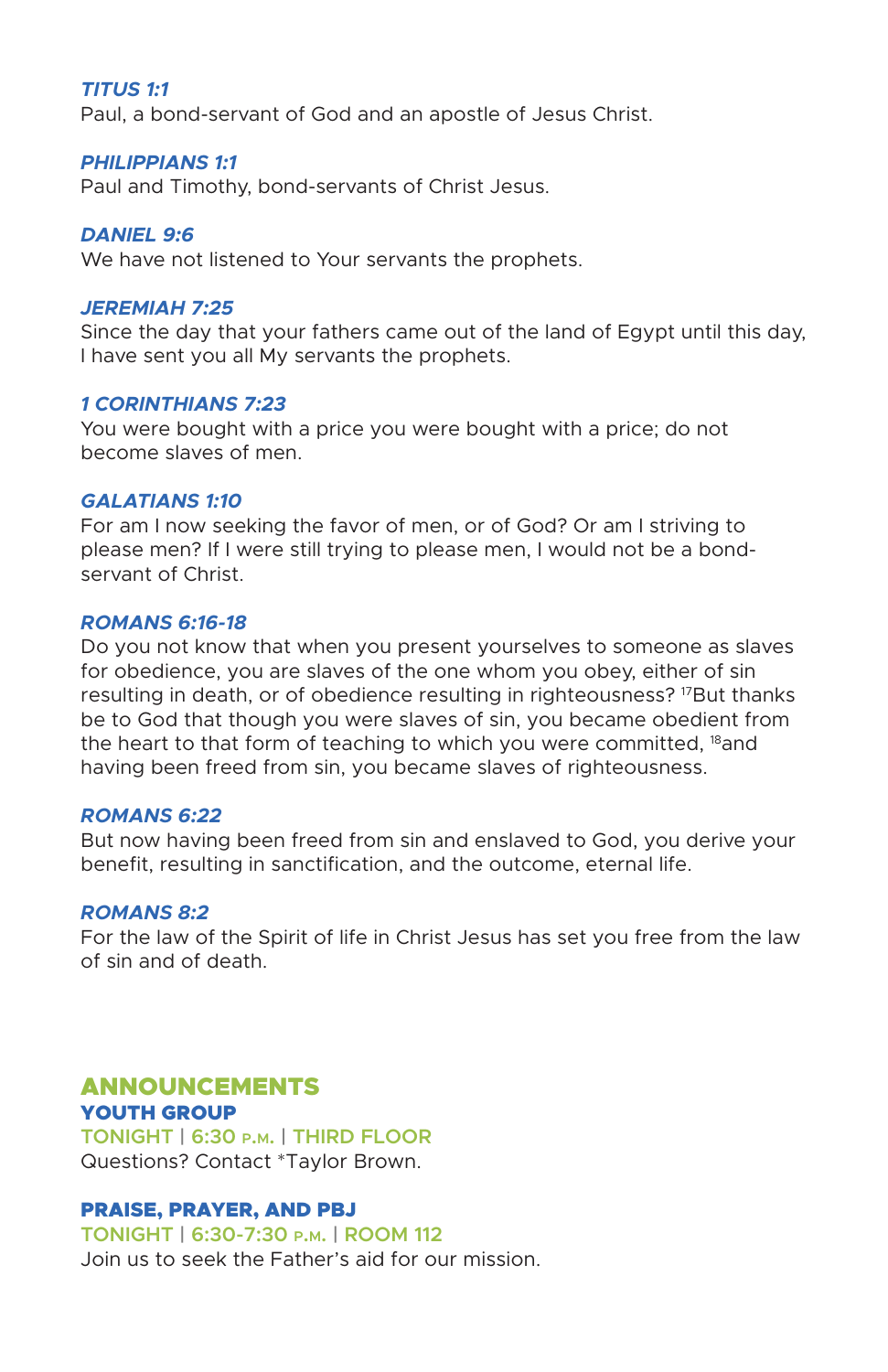***TITUS 1:1***
Paul, a bond-servant of God and an apostle of Jesus Christ.

***PHILIPPIANS 1:1***
Paul and Timothy, bond-servants of Christ Jesus.

***DANIEL 9:6***
We have not listened to Your servants the prophets.

***JEREMIAH 7:25***
Since the day that your fathers came out of the land of Egypt until this day, I have sent you all My servants the prophets.

***1 CORINTHIANS 7:23***
You were bought with a price you were bought with a price; do not become slaves of men.

***GALATIANS 1:10***
For am I now seeking the favor of men, or of God? Or am I striving to please men? If I were still trying to please men, I would not be a bond-servant of Christ.

***ROMANS 6:16-18***
Do you not know that when you present yourselves to someone as slaves for obedience, you are slaves of the one whom you obey, either of sin resulting in death, or of obedience resulting in righteousness? [17]But thanks be to God that though you were slaves of sin, you became obedient from the heart to that form of teaching to which you were committed, [18]and having been freed from sin, you became slaves of righteousness.

***ROMANS 6:22***
But now having been freed from sin and enslaved to God, you derive your benefit, resulting in sanctification, and the outcome, eternal life.

***ROMANS 8:2***
For the law of the Spirit of life in Christ Jesus has set you free from the law of sin and of death.

## ANNOUNCEMENTS

**YOUTH GROUP**
TONIGHT | 6:30 P.M. | THIRD FLOOR
Questions? Contact *Taylor Brown.

**PRAISE, PRAYER, AND PBJ**
TONIGHT | 6:30-7:30 P.M. | ROOM 112
Join us to seek the Father's aid for our mission.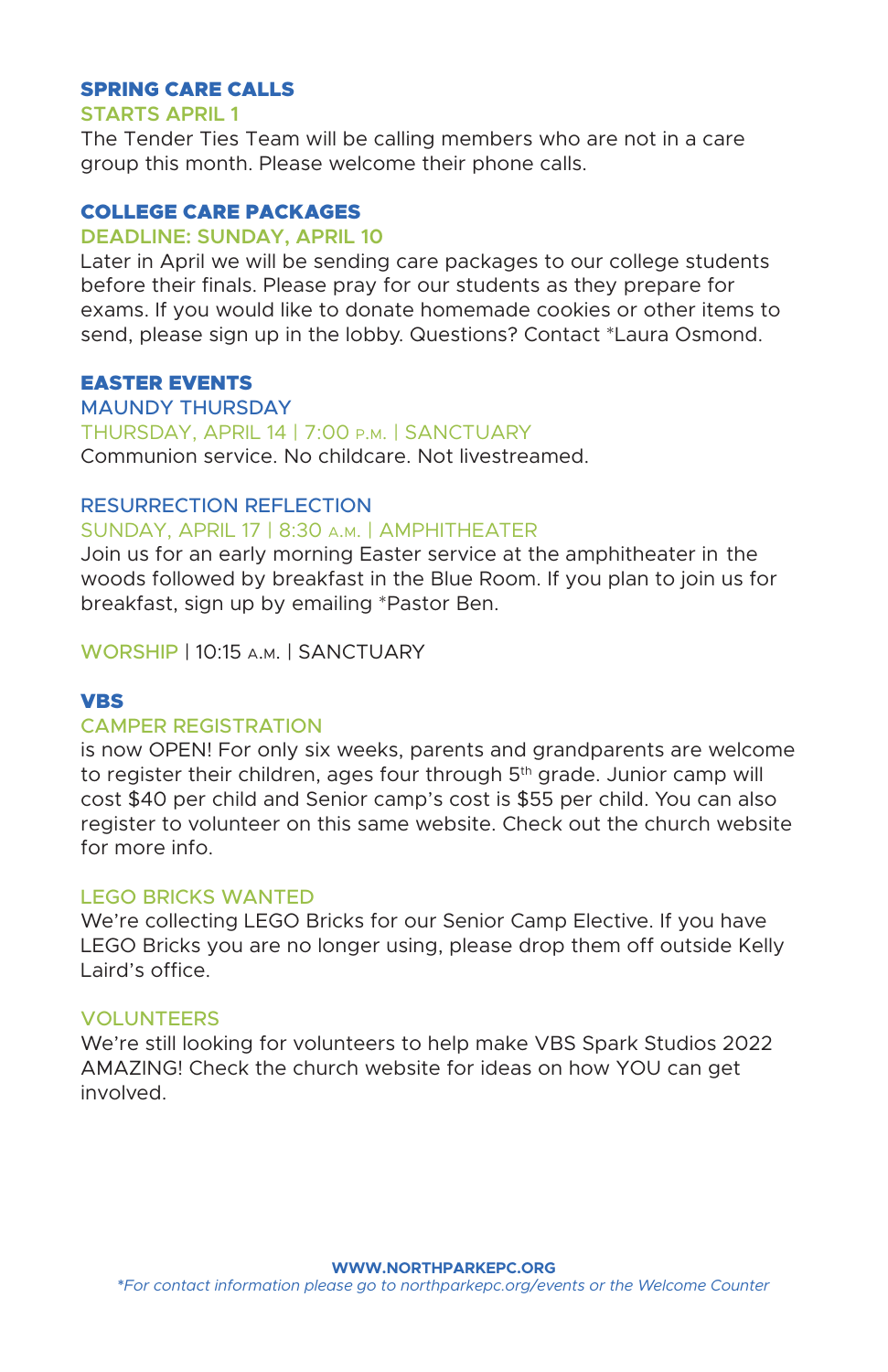## SPRING CARE CALLS

**STARTS APRIL 1**

The Tender Ties Team will be calling members who are not in a care group this month. Please welcome their phone calls.

## COLLEGE CARE PACKAGES

**DEADLINE: SUNDAY, APRIL 10**

Later in April we will be sending care packages to our college students before their finals. Please pray for our students as they prepare for exams. If you would like to donate homemade cookies or other items to send, please sign up in the lobby. Questions? Contact *Laura Osmond.

## EASTER EVENTS

### MAUNDY THURSDAY

THURSDAY, APRIL 14 | 7:00 P.M. | SANCTUARY

Communion service. No childcare. Not livestreamed.

### RESURRECTION REFLECTION

SUNDAY, APRIL 17 | 8:30 A.M. | AMPHITHEATER

Join us for an early morning Easter service at the amphitheater in the woods followed by breakfast in the Blue Room. If you plan to join us for breakfast, sign up by emailing *Pastor Ben.

WORSHIP | 10:15 A.M. | SANCTUARY

## VBS

### CAMPER REGISTRATION

is now OPEN! For only six weeks, parents and grandparents are welcome to register their children, ages four through 5th grade. Junior camp will cost $40 per child and Senior camp's cost is $55 per child. You can also register to volunteer on this same website. Check out the church website for more info.

### LEGO BRICKS WANTED

We're collecting LEGO Bricks for our Senior Camp Elective. If you have LEGO Bricks you are no longer using, please drop them off outside Kelly Laird's office.

### VOLUNTEERS

We're still looking for volunteers to help make VBS Spark Studios 2022 AMAZING! Check the church website for ideas on how YOU can get involved.

**WWW.NORTHPARKEPC.ORG**

*For contact information please go to northparkepc.org/events or the Welcome Counter*